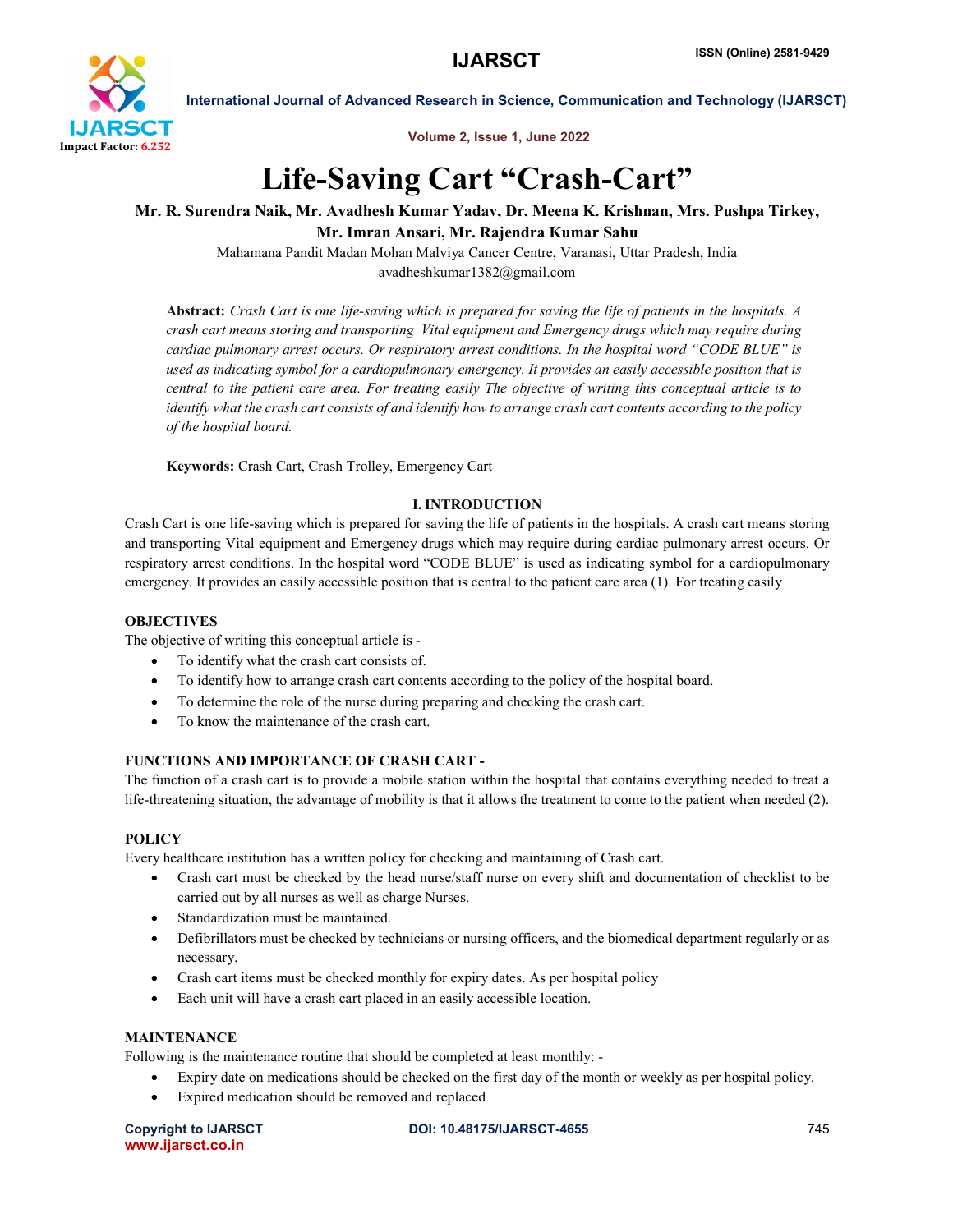# Life-Saving Cart "Crash-Cart"

**Mr. R. Surendra Naik, Mr. Avadhesh Kumar Yadav, Dr. Meena K. Krishnan, Mrs. Pushpa Tirkey, Mr. Imran Ansari, Mr. Rajendra Kumar Sahu**

Mahamana Pandit Madan Mohan Malviya Cancer Centre, Varanasi, Uttar Pradesh, India

avadheshkumar1382@gmail.com

**Abstract:** *Crash Cart is one life-saving which is prepared for saving the life of patients in the hospitals. A crash cart means storing and transporting Vital equipment and Emergency drugs which may require during cardiac pulmonary arrest occurs. Or respiratory arrest conditions. In the hospital word "CODE BLUE" is used as indicating symbol for a cardiopulmonary emergency. It provides an easily accessible position that is central to the patient care area. For treating easily The objective of writing this conceptual article is to identify what the crash cart consists of and identify how to arrange crash cart contents according to the policy of the hospital board.*

**Keywords:** Crash Cart, Crash Trolley, Emergency Cart

## I. INTRODUCTION

Crash Cart is one life-saving which is prepared for saving the life of patients in the hospitals. A crash cart means storing and transporting Vital equipment and Emergency drugs which may require during cardiac pulmonary arrest occurs. Or respiratory arrest conditions. In the hospital word "CODE BLUE" is used as indicating symbol for a cardiopulmonary emergency. It provides an easily accessible position that is central to the patient care area (1). For treating easily

### OBJECTIVES

The objective of writing this conceptual article is -

- To identify what the crash cart consists of.
- To identify how to arrange crash cart contents according to the policy of the hospital board.
- To determine the role of the nurse during preparing and checking the crash cart.
- To know the maintenance of the crash cart.

### FUNCTIONS AND IMPORTANCE OF CRASH CART -

The function of a crash cart is to provide a mobile station within the hospital that contains everything needed to treat a life-threatening situation, the advantage of mobility is that it allows the treatment to come to the patient when needed (2).

### POLICY

Every healthcare institution has a written policy for checking and maintaining of Crash cart.

- Crash cart must be checked by the head nurse/staff nurse on every shift and documentation of checklist to be carried out by all nurses as well as charge Nurses.
- Standardization must be maintained.
- Defibrillators must be checked by technicians or nursing officers, and the biomedical department regularly or as necessary.
- Crash cart items must be checked monthly for expiry dates. As per hospital policy
- Each unit will have a crash cart placed in an easily accessible location.

### MAINTENANCE

Following is the maintenance routine that should be completed at least monthly: -

- Expiry date on medications should be checked on the first day of the month or weekly as per hospital policy.
- Expired medication should be removed and replaced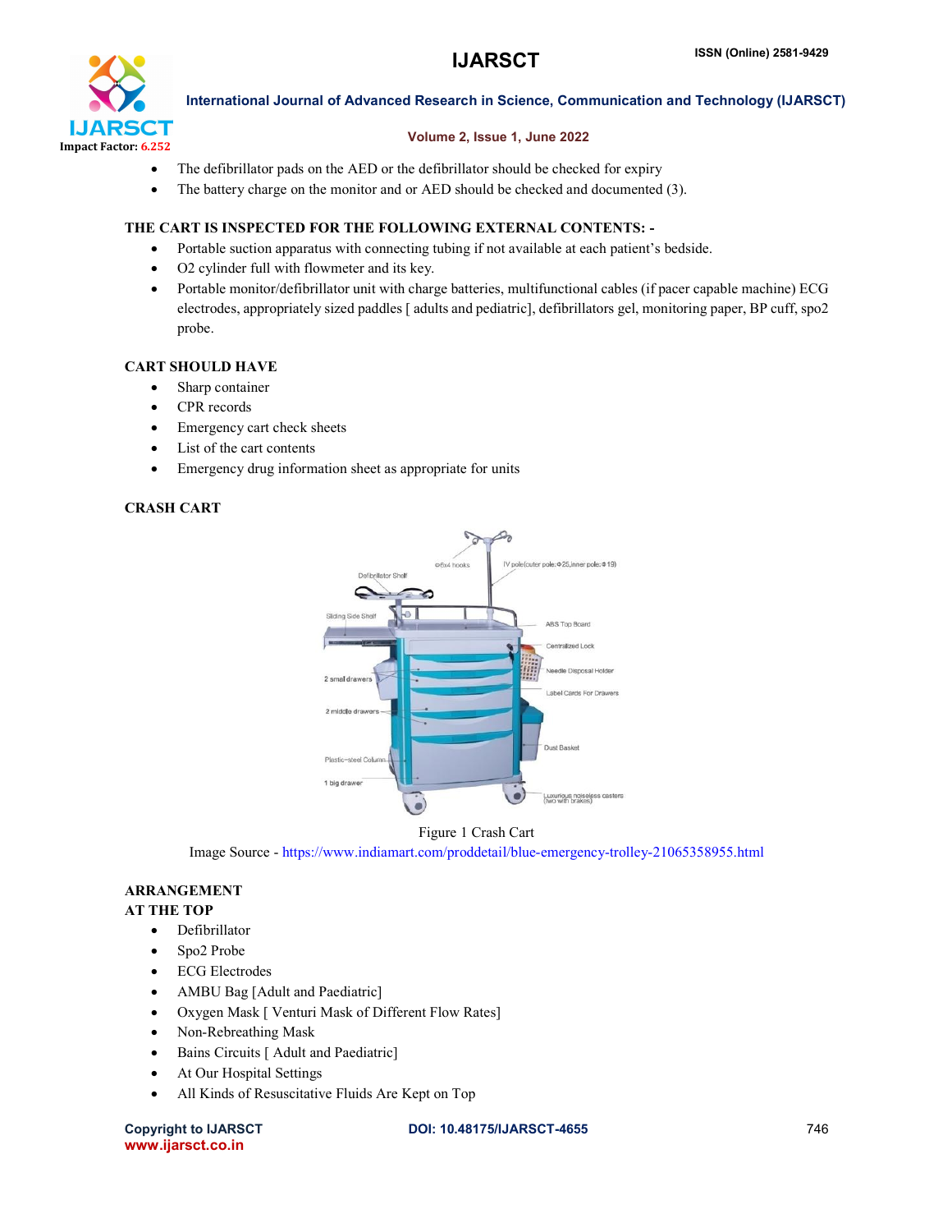- The defibrillator pads on the AED or the defibrillator should be checked for expiry
- The battery charge on the monitor and or AED should be checked and documented (3).

**THE CART IS INSPECTED FOR THE FOLLOWING EXTERNAL CONTENTS: -**

- Portable suction apparatus with connecting tubing if not available at each patient's bedside.
- O2 cylinder full with flowmeter and its key.
- Portable monitor/defibrillator unit with charge batteries, multifunctional cables (if pacer capable machine) ECG electrodes, appropriately sized paddles [ adults and pediatric], defibrillators gel, monitoring paper, BP cuff, spo2 probe.

**CART SHOULD HAVE**

- Sharp container
- CPR records
- Emergency cart check sheets
- List of the cart contents
- Emergency drug information sheet as appropriate for units

**CRASH CART**

Figure 1 Crash Cart

Image Source - https://www.indiamart.com/proddetail/blue-emergency-trolley-21065358955.html

**ARRANGEMENT**

**AT THE TOP**

- Defibrillator
- Spo2 Probe
- ECG Electrodes
- AMBU Bag [Adult and Paediatric]
- Oxygen Mask [ Venturi Mask of Different Flow Rates]
- Non-Rebreathing Mask
- Bains Circuits [ Adult and Paediatric]
- At Our Hospital Settings
- All Kinds of Resuscitative Fluids Are Kept on Top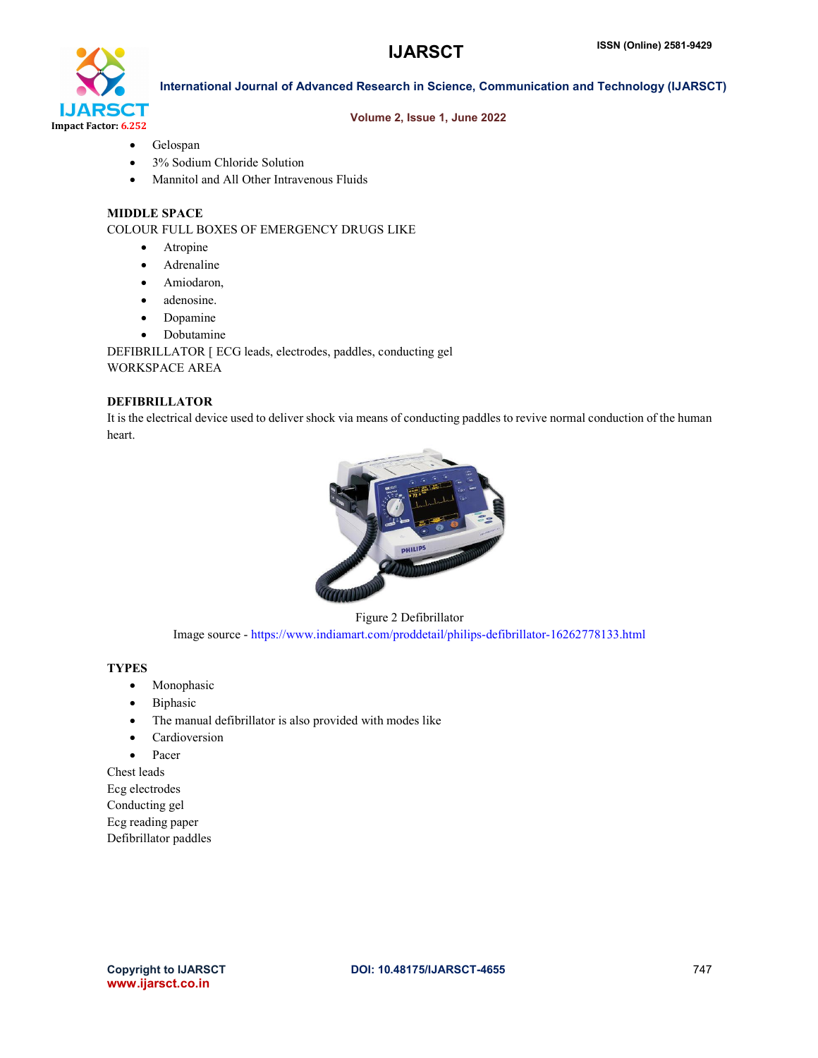- Gelospan
- 3% Sodium Chloride Solution
- Mannitol and All Other Intravenous Fluids

**MIDDLE SPACE**

COLOUR FULL BOXES OF EMERGENCY DRUGS LIKE

- Atropine
- Adrenaline
- Amiodaron,
- adenosine.
- Dopamine
- Dobutamine

DEFIBRILLATOR [ ECG leads, electrodes, paddles, conducting gel

WORKSPACE AREA

**DEFIBRILLATOR**

It is the electrical device used to deliver shock via means of conducting paddles to revive normal conduction of the human heart.

Figure 2 Defibrillator

Image source - https://www.indiamart.com/proddetail/philips-defibrillator-16262778133.html

**TYPES**

- Monophasic
- Biphasic
- The manual defibrillator is also provided with modes like
- Cardioversion
- Pacer

Chest leads

Ecg electrodes

Conducting gel

Ecg reading paper

Defibrillator paddles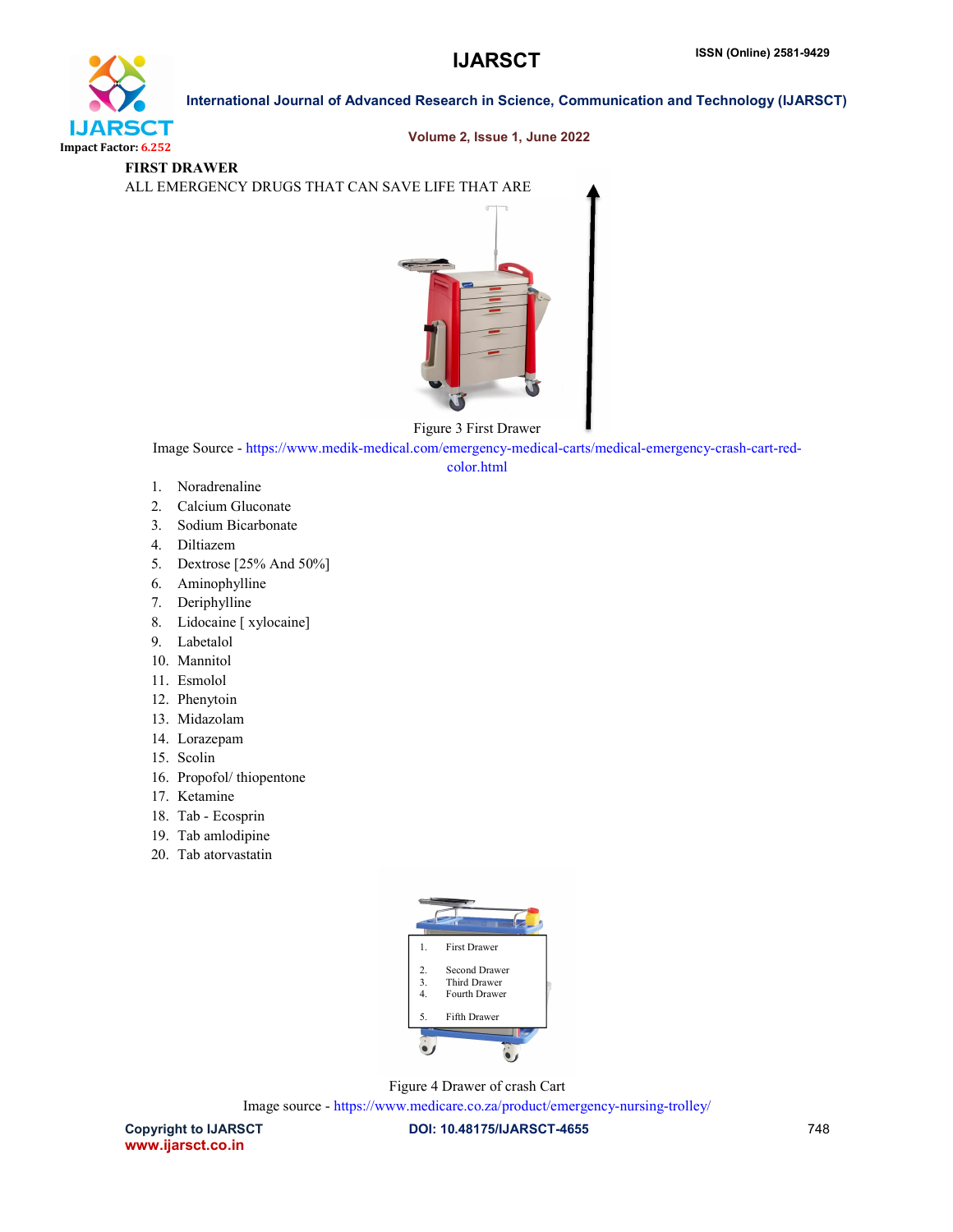**FIRST DRAWER**

ALL EMERGENCY DRUGS THAT CAN SAVE LIFE THAT ARE

Figure 3 First Drawer

Image Source - https://www.medik-medical.com/emergency-medical-carts/medical-emergency-crash-cart-red-color.html

1. Noradrenaline
2. Calcium Gluconate
3. Sodium Bicarbonate
4. Diltiazem
5. Dextrose [25% And 50%]
6. Aminophylline
7. Deriphylline
8. Lidocaine [ xylocaine]
9. Labetalol
10. Mannitol
11. Esmolol
12. Phenytoin
13. Midazolam
14. Lorazepam
15. Scolin
16. Propofol/ thiopentone
17. Ketamine
18. Tab - Ecosprin
19. Tab amlodipine
20. Tab atorvastatin

1. First Drawer
2. Second Drawer
3. Third Drawer
4. Fourth Drawer
5. Fifth Drawer

Figure 4 Drawer of crash Cart

Image source - https://www.medicare.co.za/product/emergency-nursing-trolley/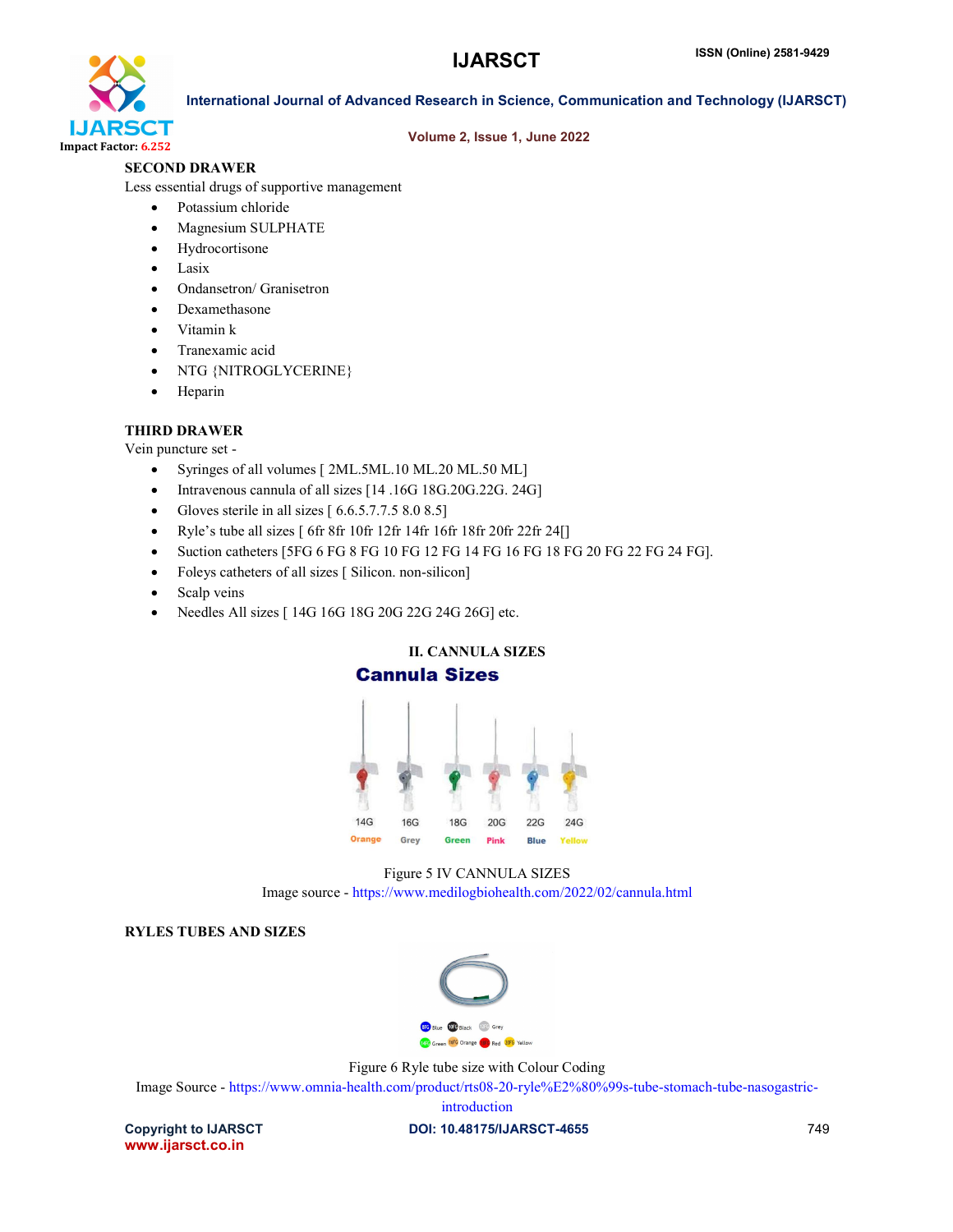**SECOND DRAWER**

Less essential drugs of supportive management

- Potassium chloride
- Magnesium SULPHATE
- Hydrocortisone
- Lasix
- Ondansetron/ Granisetron
- Dexamethasone
- Vitamin k
- Tranexamic acid
- NTG {NITROGLYCERINE}
- Heparin

**THIRD DRAWER**

Vein puncture set -

- Syringes of all volumes [ 2ML.5ML.10 ML.20 ML.50 ML]
- Intravenous cannula of all sizes [14 .16G 18G.20G.22G. 24G]
- Gloves sterile in all sizes [ 6.6.5.7.7.5 8.0 8.5]
- Ryle's tube all sizes [ 6fr 8fr 10fr 12fr 14fr 16fr 18fr 20fr 22fr 24[]
- Suction catheters [5FG 6 FG 8 FG 10 FG 12 FG 14 FG 16 FG 18 FG 20 FG 22 FG 24 FG].
- Foleys catheters of all sizes [ Silicon. non-silicon]
- Scalp veins
- Needles All sizes [ 14G 16G 18G 20G 22G 24G 26G] etc.

## II. CANNULA SIZES

Figure 5 IV CANNULA SIZES

Image source - https://www.medilogbiohealth.com/2022/02/cannula.html

**RYLES TUBES AND SIZES**

Figure 6 Ryle tube size with Colour Coding

Image Source - https://www.omnia-health.com/product/rts08-20-ryle%E2%80%99s-tube-stomach-tube-nasogastric-introduction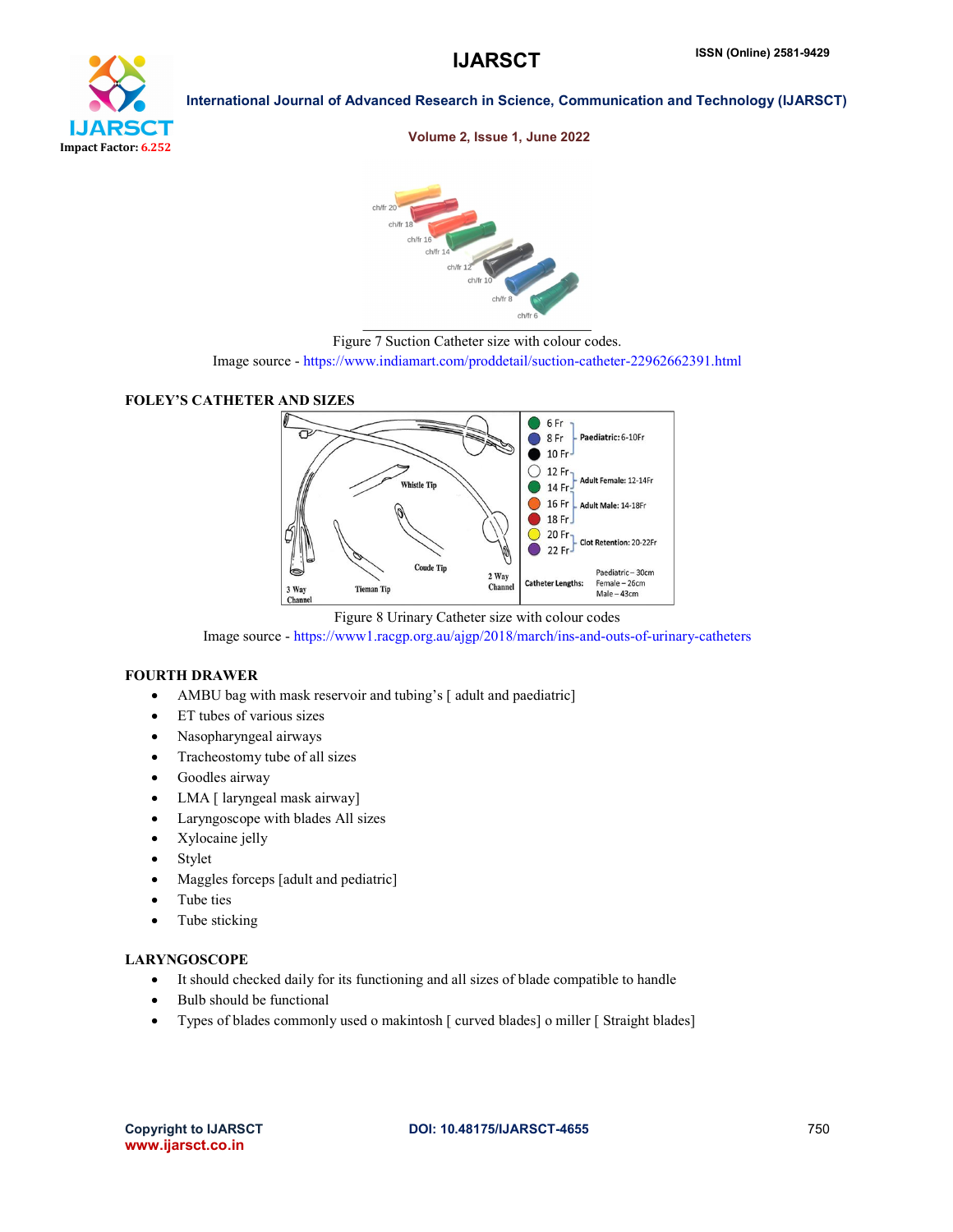Figure 7 Suction Catheter size with colour codes.
Image source - https://www.indiamart.com/proddetail/suction-catheter-22962662391.html

**FOLEY'S CATHETER AND SIZES**

Figure 8 Urinary Catheter size with colour codes
Image source - https://www1.racgp.org.au/ajgp/2018/march/ins-and-outs-of-urinary-catheters

**FOURTH DRAWER**

- AMBU bag with mask reservoir and tubing's [ adult and paediatric]
- ET tubes of various sizes
- Nasopharyngeal airways
- Tracheostomy tube of all sizes
- Goodles airway
- LMA [ laryngeal mask airway]
- Laryngoscope with blades All sizes
- Xylocaine jelly
- Stylet
- Maggles forceps [adult and pediatric]
- Tube ties
- Tube sticking

**LARYNGOSCOPE**

- It should checked daily for its functioning and all sizes of blade compatible to handle
- Bulb should be functional
- Types of blades commonly used o makintosh [ curved blades] o miller [ Straight blades]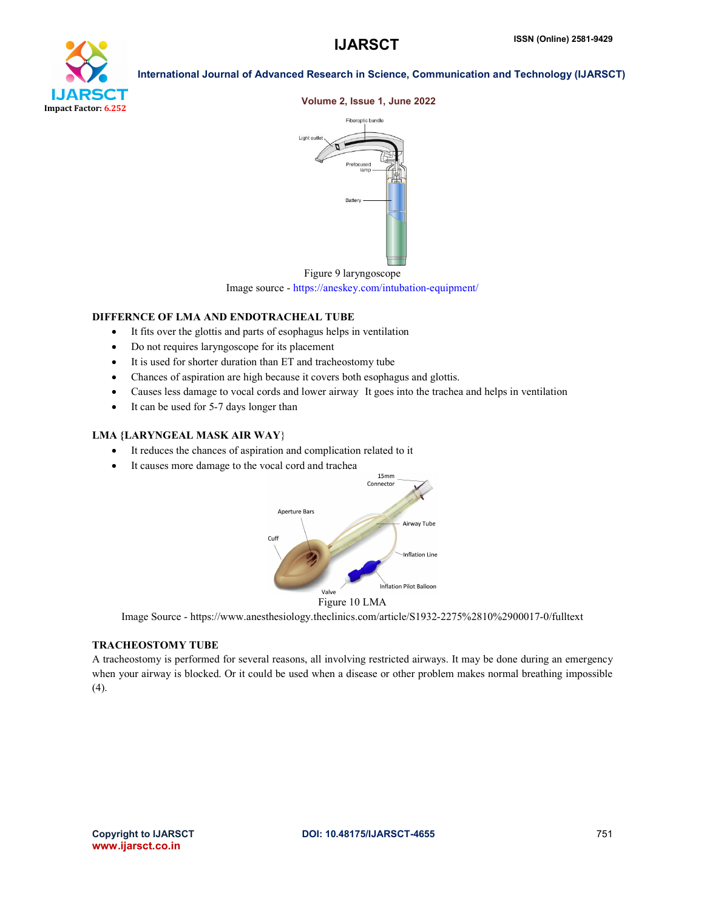Figure 9 laryngoscope

Image source - https://aneskey.com/intubation-equipment/

**DIFFERNCE OF LMA AND ENDOTRACHEAL TUBE**

- It fits over the glottis and parts of esophagus helps in ventilation
- Do not requires laryngoscope for its placement
- It is used for shorter duration than ET and tracheostomy tube
- Chances of aspiration are high because it covers both esophagus and glottis.
- Causes less damage to vocal cords and lower airway  It goes into the trachea and helps in ventilation
- It can be used for 5-7 days longer than

**LMA {LARYNGEAL MASK AIR WAY}**

- It reduces the chances of aspiration and complication related to it
- It causes more damage to the vocal cord and trachea

Figure 10 LMA

Image Source - https://www.anesthesiology.theclinics.com/article/S1932-2275%2810%2900017-0/fulltext

**TRACHEOSTOMY TUBE**

A tracheostomy is performed for several reasons, all involving restricted airways. It may be done during an emergency when your airway is blocked. Or it could be used when a disease or other problem makes normal breathing impossible (4).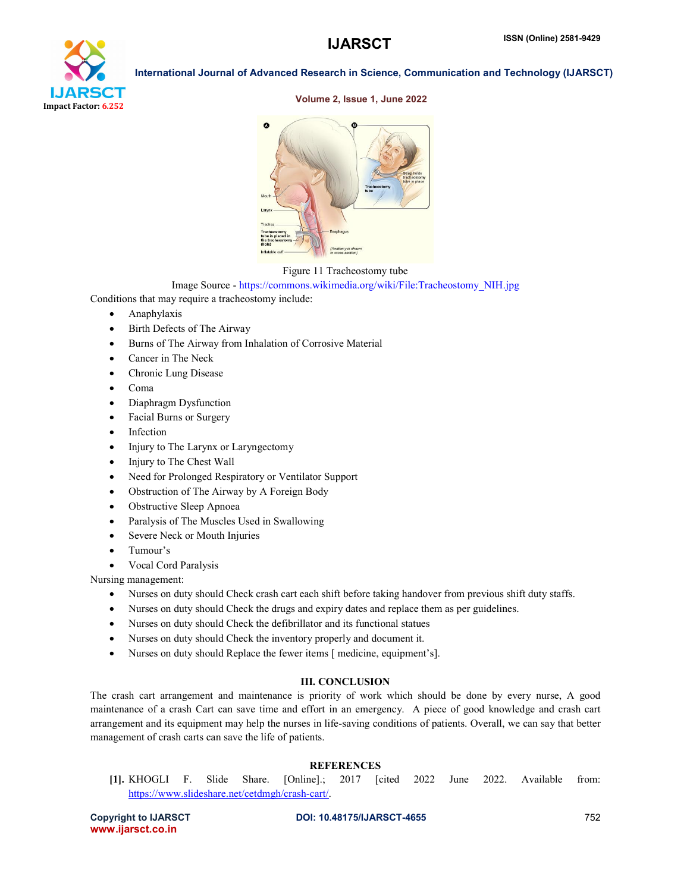Figure 11 Tracheostomy tube

Image Source - https://commons.wikimedia.org/wiki/File:Tracheostomy_NIH.jpg

Conditions that may require a tracheostomy include:

- Anaphylaxis
- Birth Defects of The Airway
- Burns of The Airway from Inhalation of Corrosive Material
- Cancer in The Neck
- Chronic Lung Disease
- Coma
- Diaphragm Dysfunction
- Facial Burns or Surgery
- Infection
- Injury to The Larynx or Laryngectomy
- Injury to The Chest Wall
- Need for Prolonged Respiratory or Ventilator Support
- Obstruction of The Airway by A Foreign Body
- Obstructive Sleep Apnoea
- Paralysis of The Muscles Used in Swallowing
- Severe Neck or Mouth Injuries
- Tumour's
- Vocal Cord Paralysis

Nursing management:

- Nurses on duty should Check crash cart each shift before taking handover from previous shift duty staffs.
- Nurses on duty should Check the drugs and expiry dates and replace them as per guidelines.
- Nurses on duty should Check the defibrillator and its functional statues
- Nurses on duty should Check the inventory properly and document it.
- Nurses on duty should Replace the fewer items [ medicine, equipment's].

## III. CONCLUSION

The crash cart arrangement and maintenance is priority of work which should be done by every nurse, A good maintenance of a crash Cart can save time and effort in an emergency. A piece of good knowledge and crash cart arrangement and its equipment may help the nurses in life-saving conditions of patients. Overall, we can say that better management of crash carts can save the life of patients.

## REFERENCES

[1]. KHOGLI F. Slide Share. [Online].; 2017 [cited 2022 June 2022. Available from: https://www.slideshare.net/cetdmgh/crash-cart/.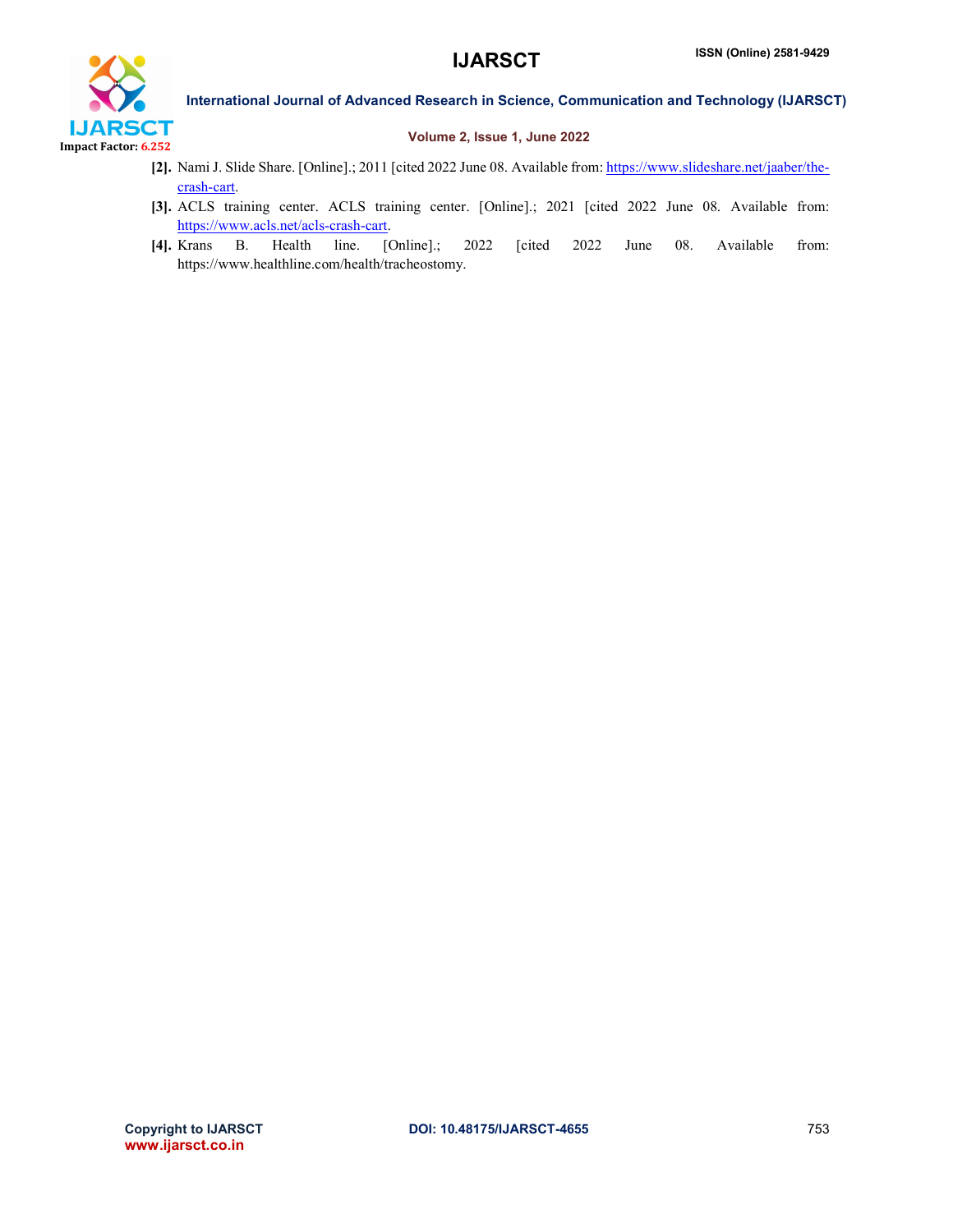[2]. Nami J. Slide Share. [Online].; 2011 [cited 2022 June 08. Available from: https://www.slideshare.net/jaaber/the-crash-cart.

[3]. ACLS training center. ACLS training center. [Online].; 2021 [cited 2022 June 08. Available from: https://www.acls.net/acls-crash-cart.

[4]. Krans B. Health line. [Online].; 2022 [cited 2022 June 08. Available from: https://www.healthline.com/health/tracheostomy.